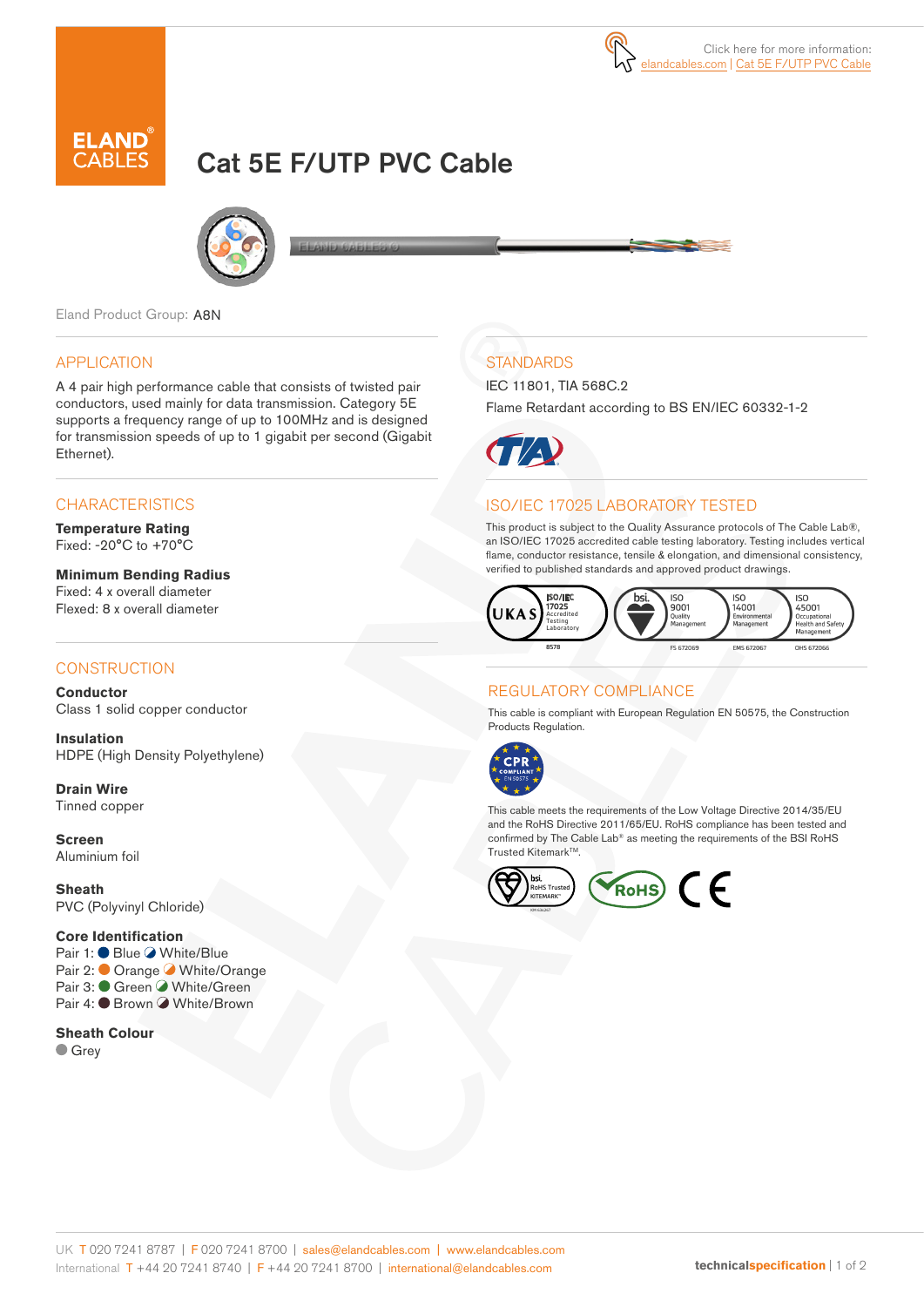Click here for more information: elandcables.com | Cat 5E F/UTP PVC Cable

# Cat 5E F/UTP PVC Cable

Eland Product Group: A8N

## APPLICATION

A 4 pair high performance cable that consists of twisted pair conductors, used mainly for data transmission. Category 5E supports a frequency range of up to 100MHz and is designed for transmission speeds of up to 1 gigabit per second (Gigabit Ethernet).

## CHARACTERISTICS

**Temperature Rating**
Fixed: -20°C to +70°C

**Minimum Bending Radius**
Fixed: 4 x overall diameter
Flexed: 8 x overall diameter

## CONSTRUCTION

**Conductor**
Class 1 solid copper conductor

**Insulation**
HDPE (High Density Polyethylene)

**Drain Wire**
Tinned copper

**Screen**
Aluminium foil

**Sheath**
PVC (Polyvinyl Chloride)

**Core Identification**
Pair 1: Blue White/Blue
Pair 2: Orange White/Orange
Pair 3: Green White/Green
Pair 4: Brown White/Brown

**Sheath Colour**
Grey

## STANDARDS

IEC 11801, TIA 568C.2

Flame Retardant according to BS EN/IEC 60332-1-2

## ISO/IEC 17025 LABORATORY TESTED

This product is subject to the Quality Assurance protocols of The Cable Lab®, an ISO/IEC 17025 accredited cable testing laboratory. Testing includes vertical flame, conductor resistance, tensile & elongation, and dimensional consistency, verified to published standards and approved product drawings.

UKAS ISO/IEC 17025 Accredited Testing Laboratory 8578 | bsi. ISO 9001 Quality Management FS 672069 | ISO 14001 Environmental Management EMS 672067 | ISO 45001 Occupational Health and Safety Management OHS 672066

## REGULATORY COMPLIANCE

This cable is compliant with European Regulation EN 50575, the Construction Products Regulation.

This cable meets the requirements of the Low Voltage Directive 2014/35/EU and the RoHS Directive 2011/65/EU. RoHS compliance has been tested and confirmed by The Cable Lab® as meeting the requirements of the BSI RoHS Trusted Kitemark™.

UK T 020 7241 8787 | F 020 7241 8700 | sales@elandcables.com | www.elandcables.com
International T +44 20 7241 8740 | F +44 20 7241 8700 | international@elandcables.com

technicalspecification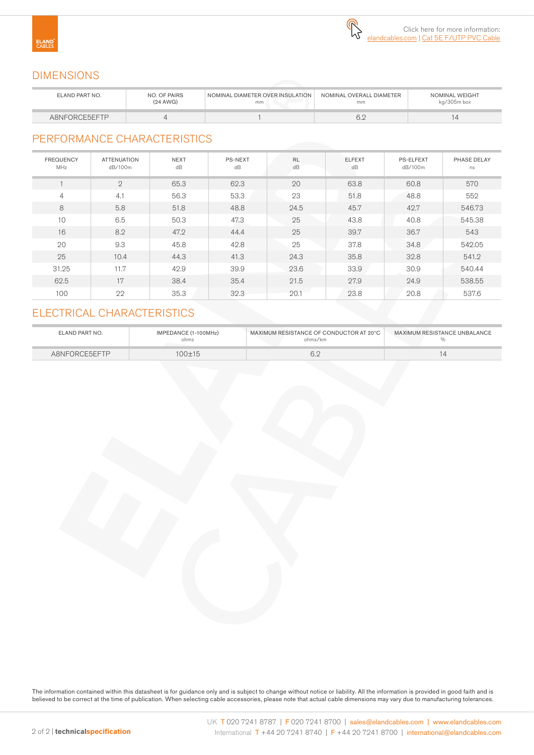Click here for more information:
elandcables.com | Cat 5E F/UTP PVC Cable

## DIMENSIONS

| ELAND PART NO. | NO. OF PAIRS (24 AWG) | NOMINAL DIAMETER OVER INSULATION mm | NOMINAL OVERALL DIAMETER mm | NOMINAL WEIGHT kg/305m box |
|---|---|---|---|---|
| A8NFORCE5EFTP | 4 | 1 | 6.2 | 14 |

## PERFORMANCE CHARACTERISTICS

| FREQUENCY MHz | ATTENUATION dB/100m | NEXT dB | PS-NEXT dB | RL dB | ELFEXT dB | PS-ELFEXT dB/100m | PHASE DELAY ns |
|---|---|---|---|---|---|---|---|
| 1 | 2 | 65.3 | 62.3 | 20 | 63.8 | 60.8 | 570 |
| 4 | 4.1 | 56.3 | 53.3 | 23 | 51.8 | 48.8 | 552 |
| 8 | 5.8 | 51.8 | 48.8 | 24.5 | 45.7 | 42.7 | 546.73 |
| 10 | 6.5 | 50.3 | 47.3 | 25 | 43.8 | 40.8 | 545.38 |
| 16 | 8.2 | 47.2 | 44.4 | 25 | 39.7 | 36.7 | 543 |
| 20 | 9.3 | 45.8 | 42.8 | 25 | 37.8 | 34.8 | 542.05 |
| 25 | 10.4 | 44.3 | 41.3 | 24.3 | 35.8 | 32.8 | 541.2 |
| 31.25 | 11.7 | 42.9 | 39.9 | 23.6 | 33.9 | 30.9 | 540.44 |
| 62.5 | 17 | 38.4 | 35.4 | 21.5 | 27.9 | 24.9 | 538.55 |
| 100 | 22 | 35.3 | 32.3 | 20.1 | 23.8 | 20.8 | 537.6 |

## ELECTRICAL CHARACTERISTICS

| ELAND PART NO. | IMPEDANCE (1-100MHz) ohms | MAXIMUM RESISTANCE OF CONDUCTOR AT 20°C ohms/km | MAXIMUM RESISTANCE UNBALANCE % |
|---|---|---|---|
| A8NFORCE5EFTP | 100±15 | 6.2 | 14 |

The information contained within this datasheet is for guidance only and is subject to change without notice or liability. All the information is provided in good faith and is believed to be correct at the time of publication. When selecting cable accessories, please note that actual cable dimensions may vary due to manufacturing tolerances.

UK T 020 7241 8787 | F 020 7241 8700 | sales@elandcables.com | www.elandcables.com
International T +44 20 7241 8740 | F +44 20 7241 8700 | international@elandcables.com